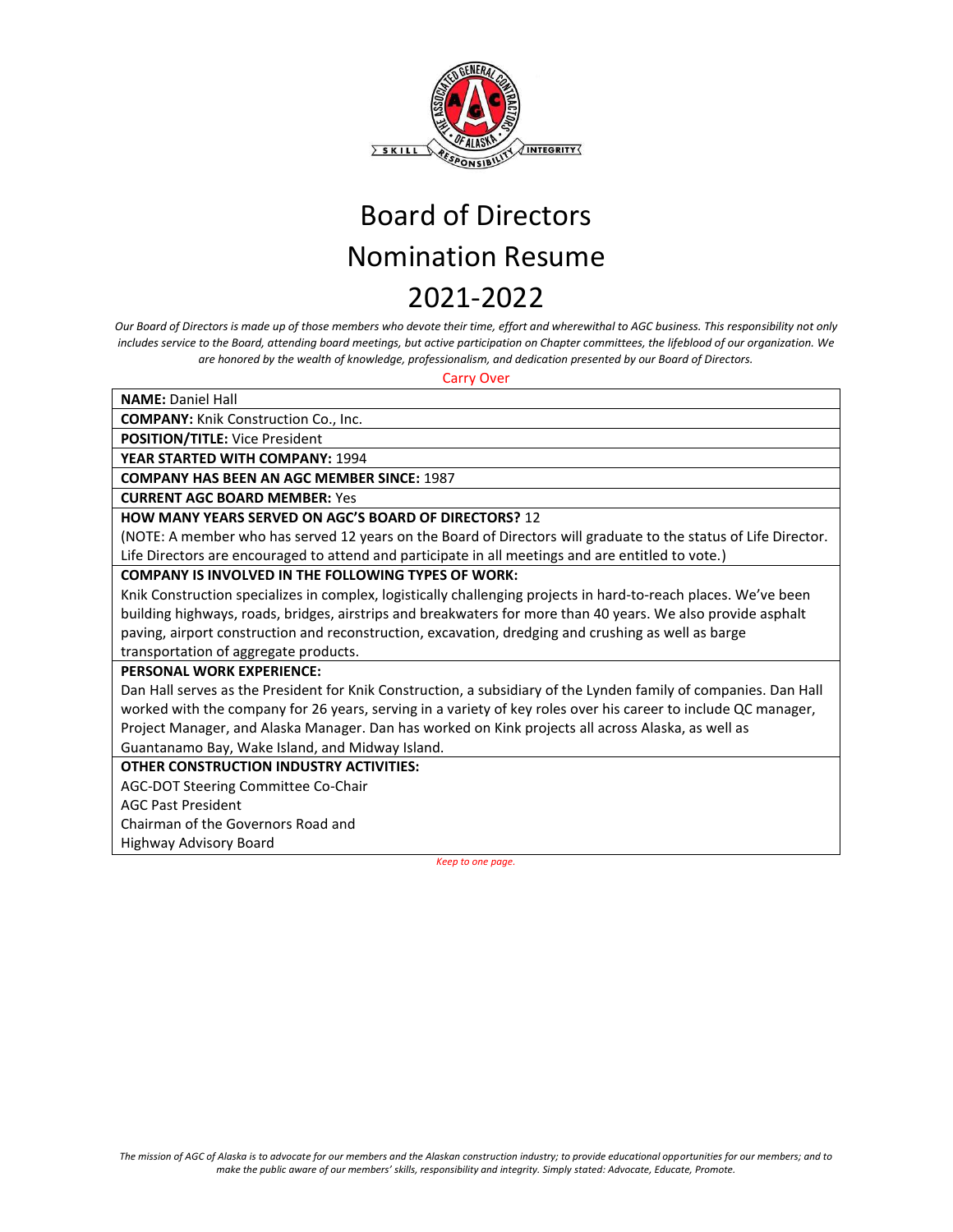# Board of Directors Nomination Resume 2021-2022

*Our Board of Directors is made up of those members who devote their time, effort and wherewithal to AGC business. This responsibility not only includes service to the Board, attending board meetings, but active participation on Chapter committees, the lifeblood of our organization. We are honored by the wealth of knowledge, professionalism, and dedication presented by our Board of Directors.*

Carry Over

**NAME:** Daniel Hall

**COMPANY:** Knik Construction Co., Inc.

**POSITION/TITLE:** Vice President

**YEAR STARTED WITH COMPANY:** 1994

**COMPANY HAS BEEN AN AGC MEMBER SINCE:** 1987

**CURRENT AGC BOARD MEMBER:** Yes

**HOW MANY YEARS SERVED ON AGC'S BOARD OF DIRECTORS?** 12

(NOTE: A member who has served 12 years on the Board of Directors will graduate to the status of Life Director. Life Directors are encouraged to attend and participate in all meetings and are entitled to vote.)

**COMPANY IS INVOLVED IN THE FOLLOWING TYPES OF WORK:**

Knik Construction specializes in complex, logistically challenging projects in hard-to-reach places. We've been building highways, roads, bridges, airstrips and breakwaters for more than 40 years. We also provide asphalt paving, airport construction and reconstruction, excavation, dredging and crushing as well as barge transportation of aggregate products.

**PERSONAL WORK EXPERIENCE:**

Dan Hall serves as the President for Knik Construction, a subsidiary of the Lynden family of companies. Dan Hall worked with the company for 26 years, serving in a variety of key roles over his career to include QC manager, Project Manager, and Alaska Manager. Dan has worked on Kink projects all across Alaska, as well as Guantanamo Bay, Wake Island, and Midway Island.

**OTHER CONSTRUCTION INDUSTRY ACTIVITIES:**

AGC-DOT Steering Committee Co-Chair
AGC Past President
Chairman of the Governors Road and
Highway Advisory Board

*Keep to one page.*

*The mission of AGC of Alaska is to advocate for our members and the Alaskan construction industry; to provide educational opportunities for our members; and to make the public aware of our members' skills, responsibility and integrity. Simply stated: Advocate, Educate, Promote.*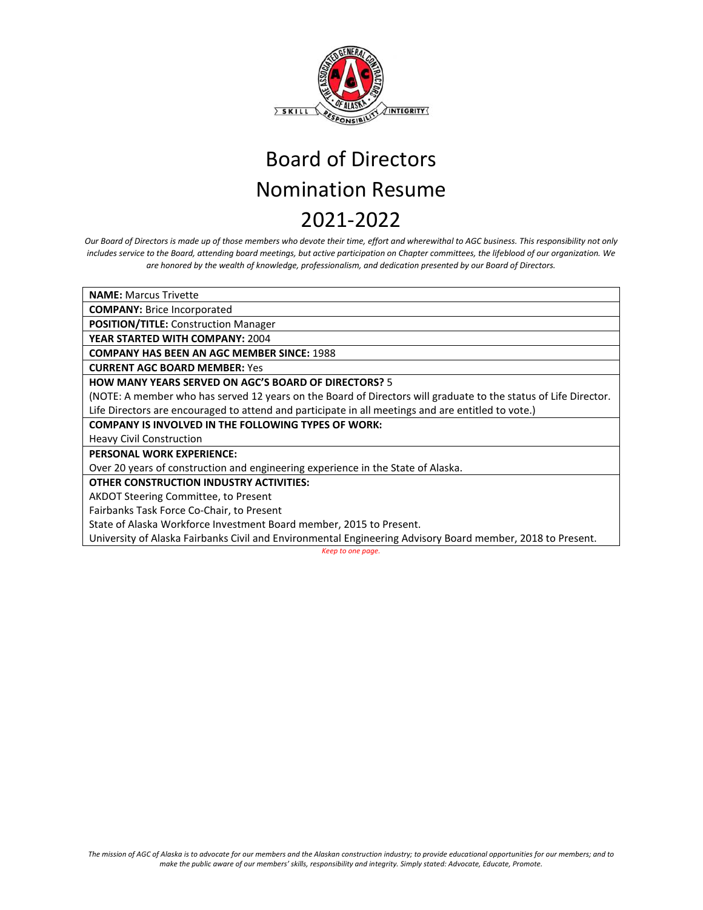# Board of Directors
# Nomination Resume
# 2021-2022

*Our Board of Directors is made up of those members who devote their time, effort and wherewithal to AGC business. This responsibility not only includes service to the Board, attending board meetings, but active participation on Chapter committees, the lifeblood of our organization. We are honored by the wealth of knowledge, professionalism, and dedication presented by our Board of Directors.*

**NAME:** Marcus Trivette

**COMPANY:** Brice Incorporated

**POSITION/TITLE:** Construction Manager

**YEAR STARTED WITH COMPANY:** 2004

**COMPANY HAS BEEN AN AGC MEMBER SINCE:** 1988

**CURRENT AGC BOARD MEMBER:** Yes

**HOW MANY YEARS SERVED ON AGC'S BOARD OF DIRECTORS?** 5

(NOTE: A member who has served 12 years on the Board of Directors will graduate to the status of Life Director. Life Directors are encouraged to attend and participate in all meetings and are entitled to vote.)

**COMPANY IS INVOLVED IN THE FOLLOWING TYPES OF WORK:**

Heavy Civil Construction

**PERSONAL WORK EXPERIENCE:**

Over 20 years of construction and engineering experience in the State of Alaska.

**OTHER CONSTRUCTION INDUSTRY ACTIVITIES:**

AKDOT Steering Committee, to Present
Fairbanks Task Force Co-Chair, to Present
State of Alaska Workforce Investment Board member, 2015 to Present.
University of Alaska Fairbanks Civil and Environmental Engineering Advisory Board member, 2018 to Present.

*Keep to one page.*

*The mission of AGC of Alaska is to advocate for our members and the Alaskan construction industry; to provide educational opportunities for our members; and to make the public aware of our members' skills, responsibility and integrity. Simply stated: Advocate, Educate, Promote.*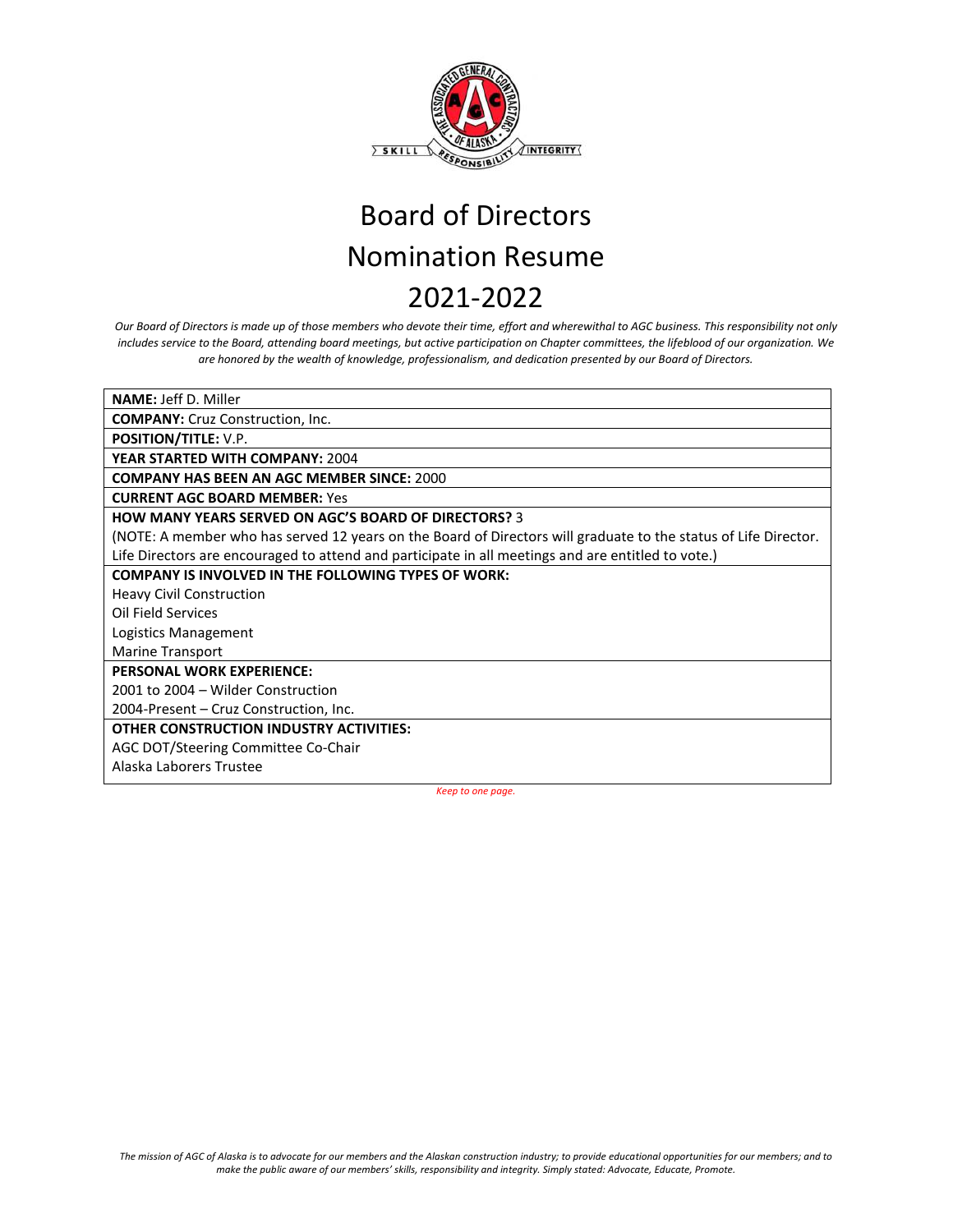# Board of Directors
# Nomination Resume
# 2021-2022

*Our Board of Directors is made up of those members who devote their time, effort and wherewithal to AGC business. This responsibility not only includes service to the Board, attending board meetings, but active participation on Chapter committees, the lifeblood of our organization. We are honored by the wealth of knowledge, professionalism, and dedication presented by our Board of Directors.*

**NAME:** Jeff D. Miller

**COMPANY:** Cruz Construction, Inc.

**POSITION/TITLE:** V.P.

**YEAR STARTED WITH COMPANY:** 2004

**COMPANY HAS BEEN AN AGC MEMBER SINCE:** 2000

**CURRENT AGC BOARD MEMBER:** Yes

**HOW MANY YEARS SERVED ON AGC'S BOARD OF DIRECTORS?** 3

(NOTE: A member who has served 12 years on the Board of Directors will graduate to the status of Life Director. Life Directors are encouraged to attend and participate in all meetings and are entitled to vote.)

**COMPANY IS INVOLVED IN THE FOLLOWING TYPES OF WORK:**

Heavy Civil Construction
Oil Field Services
Logistics Management
Marine Transport

**PERSONAL WORK EXPERIENCE:**

2001 to 2004 – Wilder Construction
2004-Present – Cruz Construction, Inc.

**OTHER CONSTRUCTION INDUSTRY ACTIVITIES:**

AGC DOT/Steering Committee Co-Chair
Alaska Laborers Trustee

*Keep to one page.*

*The mission of AGC of Alaska is to advocate for our members and the Alaskan construction industry; to provide educational opportunities for our members; and to make the public aware of our members' skills, responsibility and integrity. Simply stated: Advocate, Educate, Promote.*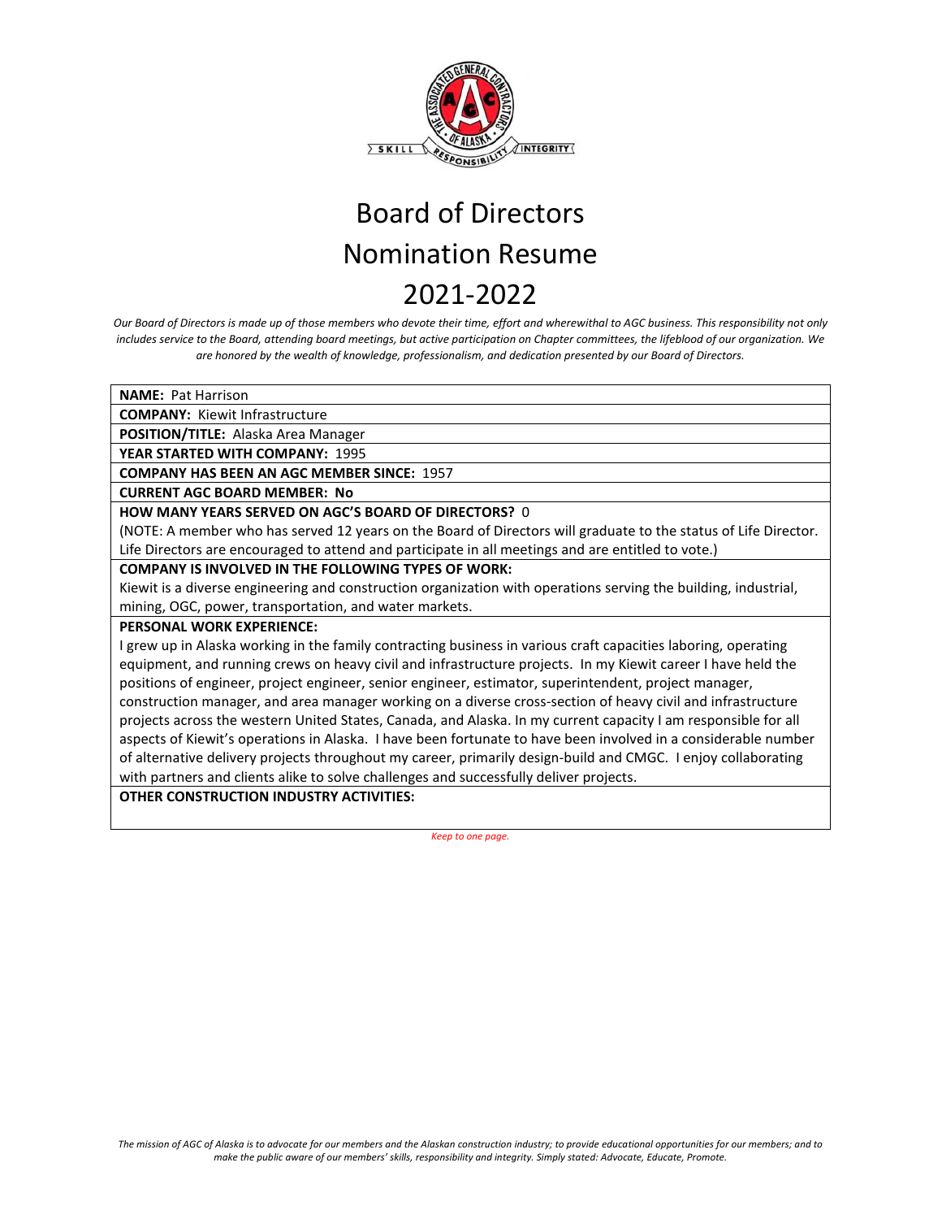# Board of Directors
# Nomination Resume
# 2021-2022

*Our Board of Directors is made up of those members who devote their time, effort and wherewithal to AGC business. This responsibility not only includes service to the Board, attending board meetings, but active participation on Chapter committees, the lifeblood of our organization. We are honored by the wealth of knowledge, professionalism, and dedication presented by our Board of Directors.*

**NAME:** Pat Harrison

**COMPANY:** Kiewit Infrastructure

**POSITION/TITLE:** Alaska Area Manager

**YEAR STARTED WITH COMPANY:** 1995

**COMPANY HAS BEEN AN AGC MEMBER SINCE:** 1957

**CURRENT AGC BOARD MEMBER: No**

**HOW MANY YEARS SERVED ON AGC'S BOARD OF DIRECTORS?** 0

(NOTE: A member who has served 12 years on the Board of Directors will graduate to the status of Life Director. Life Directors are encouraged to attend and participate in all meetings and are entitled to vote.)

**COMPANY IS INVOLVED IN THE FOLLOWING TYPES OF WORK:**

Kiewit is a diverse engineering and construction organization with operations serving the building, industrial, mining, OGC, power, transportation, and water markets.

**PERSONAL WORK EXPERIENCE:**

I grew up in Alaska working in the family contracting business in various craft capacities laboring, operating equipment, and running crews on heavy civil and infrastructure projects. In my Kiewit career I have held the positions of engineer, project engineer, senior engineer, estimator, superintendent, project manager, construction manager, and area manager working on a diverse cross-section of heavy civil and infrastructure projects across the western United States, Canada, and Alaska. In my current capacity I am responsible for all aspects of Kiewit's operations in Alaska. I have been fortunate to have been involved in a considerable number of alternative delivery projects throughout my career, primarily design-build and CMGC. I enjoy collaborating with partners and clients alike to solve challenges and successfully deliver projects.

**OTHER CONSTRUCTION INDUSTRY ACTIVITIES:**

*Keep to one page.*

*The mission of AGC of Alaska is to advocate for our members and the Alaskan construction industry; to provide educational opportunities for our members; and to make the public aware of our members' skills, responsibility and integrity. Simply stated: Advocate, Educate, Promote.*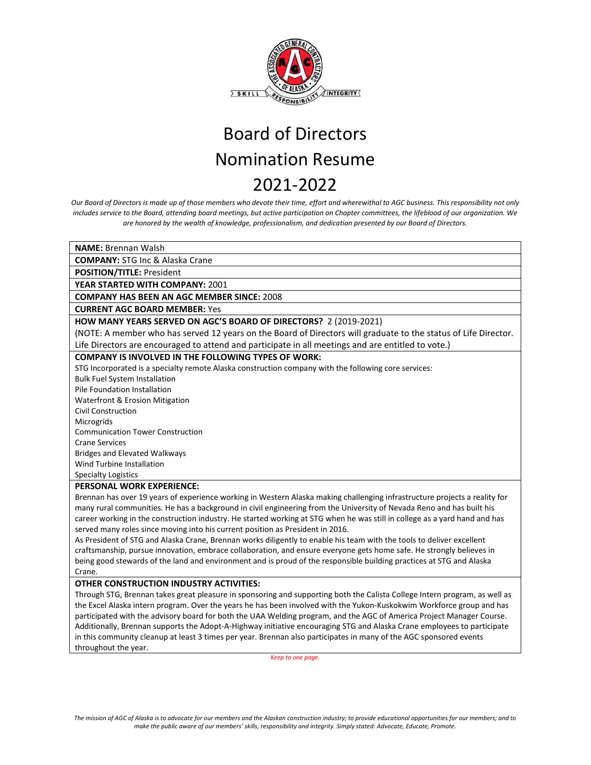# Board of Directors
# Nomination Resume
# 2021-2022

*Our Board of Directors is made up of those members who devote their time, effort and wherewithal to AGC business. This responsibility not only includes service to the Board, attending board meetings, but active participation on Chapter committees, the lifeblood of our organization. We are honored by the wealth of knowledge, professionalism, and dedication presented by our Board of Directors.*

**NAME:** Brennan Walsh

**COMPANY:** STG Inc & Alaska Crane

**POSITION/TITLE:** President

**YEAR STARTED WITH COMPANY:** 2001

**COMPANY HAS BEEN AN AGC MEMBER SINCE:** 2008

**CURRENT AGC BOARD MEMBER:** Yes

**HOW MANY YEARS SERVED ON AGC'S BOARD OF DIRECTORS?** 2 (2019-2021)

(NOTE: A member who has served 12 years on the Board of Directors will graduate to the status of Life Director. Life Directors are encouraged to attend and participate in all meetings and are entitled to vote.)

**COMPANY IS INVOLVED IN THE FOLLOWING TYPES OF WORK:**

STG Incorporated is a specialty remote Alaska construction company with the following core services:

Bulk Fuel System Installation
Pile Foundation Installation
Waterfront & Erosion Mitigation
Civil Construction
Microgrids
Communication Tower Construction
Crane Services
Bridges and Elevated Walkways
Wind Turbine Installation
Specialty Logistics

**PERSONAL WORK EXPERIENCE:**

Brennan has over 19 years of experience working in Western Alaska making challenging infrastructure projects a reality for many rural communities. He has a background in civil engineering from the University of Nevada Reno and has built his career working in the construction industry. He started working at STG when he was still in college as a yard hand and has served many roles since moving into his current position as President in 2016.

As President of STG and Alaska Crane, Brennan works diligently to enable his team with the tools to deliver excellent craftsmanship, pursue innovation, embrace collaboration, and ensure everyone gets home safe. He strongly believes in being good stewards of the land and environment and is proud of the responsible building practices at STG and Alaska Crane.

**OTHER CONSTRUCTION INDUSTRY ACTIVITIES:**

Through STG, Brennan takes great pleasure in sponsoring and supporting both the Calista College Intern program, as well as the Excel Alaska intern program. Over the years he has been involved with the Yukon-Kuskokwim Workforce group and has participated with the advisory board for both the UAA Welding program, and the AGC of America Project Manager Course. Additionally, Brennan supports the Adopt-A-Highway initiative encouraging STG and Alaska Crane employees to participate in this community cleanup at least 3 times per year. Brennan also participates in many of the AGC sponsored events throughout the year.

*Keep to one page.*

*The mission of AGC of Alaska is to advocate for our members and the Alaskan construction industry; to provide educational opportunities for our members; and to make the public aware of our members' skills, responsibility and integrity. Simply stated: Advocate, Educate, Promote.*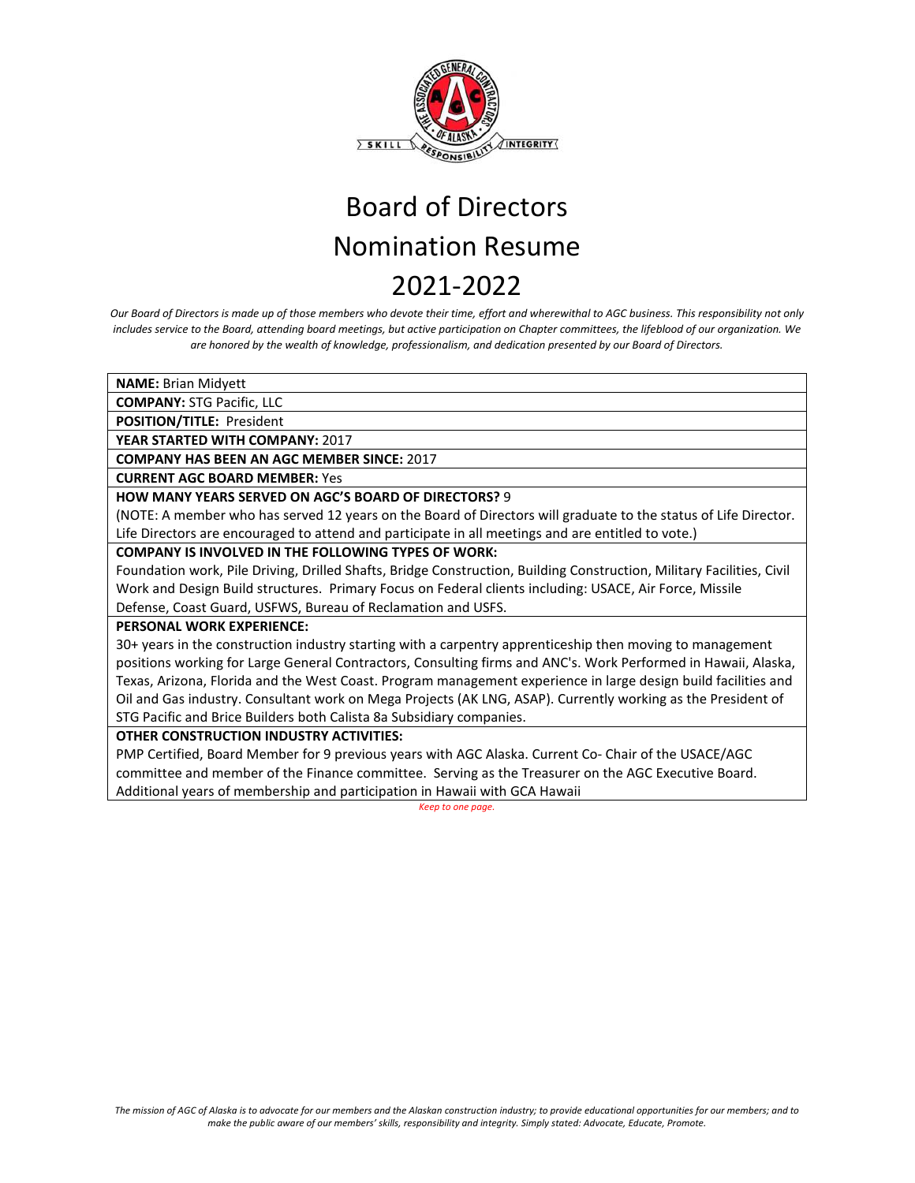# Board of Directors Nomination Resume 2021-2022

*Our Board of Directors is made up of those members who devote their time, effort and wherewithal to AGC business. This responsibility not only includes service to the Board, attending board meetings, but active participation on Chapter committees, the lifeblood of our organization. We are honored by the wealth of knowledge, professionalism, and dedication presented by our Board of Directors.*

**NAME:** Brian Midyett

**COMPANY:** STG Pacific, LLC

**POSITION/TITLE:** President

**YEAR STARTED WITH COMPANY:** 2017

**COMPANY HAS BEEN AN AGC MEMBER SINCE:** 2017

**CURRENT AGC BOARD MEMBER:** Yes

**HOW MANY YEARS SERVED ON AGC'S BOARD OF DIRECTORS?** 9

(NOTE: A member who has served 12 years on the Board of Directors will graduate to the status of Life Director. Life Directors are encouraged to attend and participate in all meetings and are entitled to vote.)

**COMPANY IS INVOLVED IN THE FOLLOWING TYPES OF WORK:**

Foundation work, Pile Driving, Drilled Shafts, Bridge Construction, Building Construction, Military Facilities, Civil Work and Design Build structures. Primary Focus on Federal clients including: USACE, Air Force, Missile Defense, Coast Guard, USFWS, Bureau of Reclamation and USFS.

**PERSONAL WORK EXPERIENCE:**

30+ years in the construction industry starting with a carpentry apprenticeship then moving to management positions working for Large General Contractors, Consulting firms and ANC's. Work Performed in Hawaii, Alaska, Texas, Arizona, Florida and the West Coast. Program management experience in large design build facilities and Oil and Gas industry. Consultant work on Mega Projects (AK LNG, ASAP). Currently working as the President of STG Pacific and Brice Builders both Calista 8a Subsidiary companies.

**OTHER CONSTRUCTION INDUSTRY ACTIVITIES:**

PMP Certified, Board Member for 9 previous years with AGC Alaska. Current Co- Chair of the USACE/AGC committee and member of the Finance committee. Serving as the Treasurer on the AGC Executive Board. Additional years of membership and participation in Hawaii with GCA Hawaii

*Keep to one page.*

*The mission of AGC of Alaska is to advocate for our members and the Alaskan construction industry; to provide educational opportunities for our members; and to make the public aware of our members' skills, responsibility and integrity. Simply stated: Advocate, Educate, Promote.*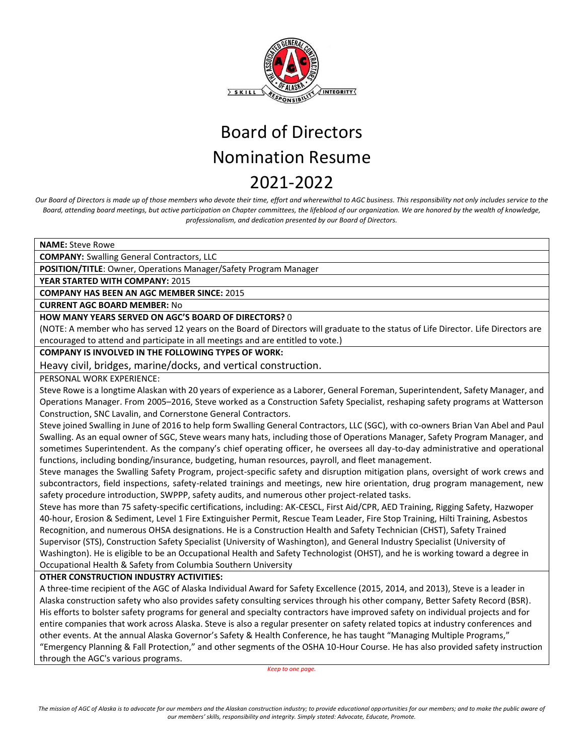# Board of Directors
# Nomination Resume
# 2021-2022

*Our Board of Directors is made up of those members who devote their time, effort and wherewithal to AGC business. This responsibility not only includes service to the Board, attending board meetings, but active participation on Chapter committees, the lifeblood of our organization. We are honored by the wealth of knowledge, professionalism, and dedication presented by our Board of Directors.*

**NAME:** Steve Rowe

**COMPANY:** Swalling General Contractors, LLC

**POSITION/TITLE**: Owner, Operations Manager/Safety Program Manager

**YEAR STARTED WITH COMPANY:** 2015

**COMPANY HAS BEEN AN AGC MEMBER SINCE:** 2015

**CURRENT AGC BOARD MEMBER:** No

**HOW MANY YEARS SERVED ON AGC'S BOARD OF DIRECTORS?** 0

(NOTE: A member who has served 12 years on the Board of Directors will graduate to the status of Life Director. Life Directors are encouraged to attend and participate in all meetings and are entitled to vote.)

**COMPANY IS INVOLVED IN THE FOLLOWING TYPES OF WORK:**

Heavy civil, bridges, marine/docks, and vertical construction.

PERSONAL WORK EXPERIENCE:

Steve Rowe is a longtime Alaskan with 20 years of experience as a Laborer, General Foreman, Superintendent, Safety Manager, and Operations Manager. From 2005–2016, Steve worked as a Construction Safety Specialist, reshaping safety programs at Watterson Construction, SNC Lavalin, and Cornerstone General Contractors.

Steve joined Swalling in June of 2016 to help form Swalling General Contractors, LLC (SGC), with co-owners Brian Van Abel and Paul Swalling. As an equal owner of SGC, Steve wears many hats, including those of Operations Manager, Safety Program Manager, and sometimes Superintendent. As the company's chief operating officer, he oversees all day-to-day administrative and operational functions, including bonding/insurance, budgeting, human resources, payroll, and fleet management.

Steve manages the Swalling Safety Program, project-specific safety and disruption mitigation plans, oversight of work crews and subcontractors, field inspections, safety-related trainings and meetings, new hire orientation, drug program management, new safety procedure introduction, SWPPP, safety audits, and numerous other project-related tasks.

Steve has more than 75 safety-specific certifications, including: AK-CESCL, First Aid/CPR, AED Training, Rigging Safety, Hazwoper 40-hour, Erosion & Sediment, Level 1 Fire Extinguisher Permit, Rescue Team Leader, Fire Stop Training, Hilti Training, Asbestos Recognition, and numerous OHSA designations. He is a Construction Health and Safety Technician (CHST), Safety Trained Supervisor (STS), Construction Safety Specialist (University of Washington), and General Industry Specialist (University of Washington). He is eligible to be an Occupational Health and Safety Technologist (OHST), and he is working toward a degree in Occupational Health & Safety from Columbia Southern University

**OTHER CONSTRUCTION INDUSTRY ACTIVITIES:**

A three-time recipient of the AGC of Alaska Individual Award for Safety Excellence (2015, 2014, and 2013), Steve is a leader in Alaska construction safety who also provides safety consulting services through his other company, Better Safety Record (BSR). His efforts to bolster safety programs for general and specialty contractors have improved safety on individual projects and for entire companies that work across Alaska. Steve is also a regular presenter on safety related topics at industry conferences and other events. At the annual Alaska Governor's Safety & Health Conference, he has taught "Managing Multiple Programs," "Emergency Planning & Fall Protection," and other segments of the OSHA 10-Hour Course. He has also provided safety instruction through the AGC's various programs.

*Keep to one page.*

*The mission of AGC of Alaska is to advocate for our members and the Alaskan construction industry; to provide educational opportunities for our members; and to make the public aware of our members' skills, responsibility and integrity. Simply stated: Advocate, Educate, Promote.*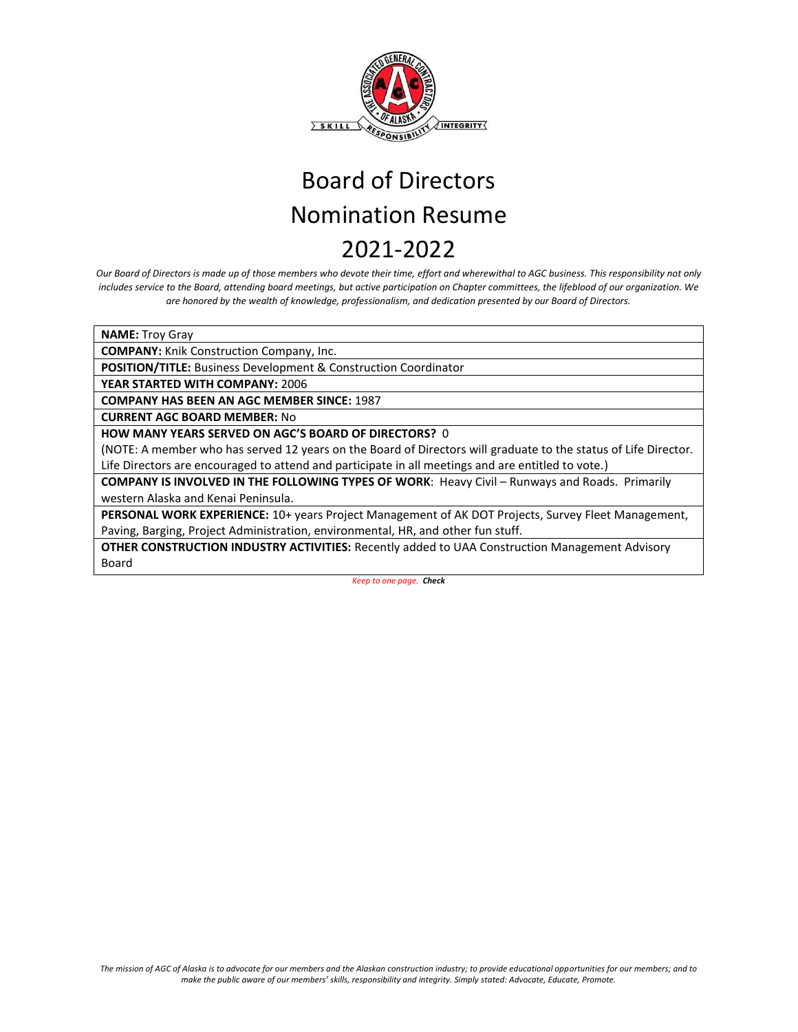# Board of Directors Nomination Resume 2021-2022

*Our Board of Directors is made up of those members who devote their time, effort and wherewithal to AGC business. This responsibility not only includes service to the Board, attending board meetings, but active participation on Chapter committees, the lifeblood of our organization. We are honored by the wealth of knowledge, professionalism, and dedication presented by our Board of Directors.*

| |
|---|
| **NAME:** Troy Gray |
| **COMPANY:** Knik Construction Company, Inc. |
| **POSITION/TITLE:** Business Development & Construction Coordinator |
| **YEAR STARTED WITH COMPANY:** 2006 |
| **COMPANY HAS BEEN AN AGC MEMBER SINCE:** 1987 |
| **CURRENT AGC BOARD MEMBER:** No |
| **HOW MANY YEARS SERVED ON AGC'S BOARD OF DIRECTORS?** 0<br>(NOTE: A member who has served 12 years on the Board of Directors will graduate to the status of Life Director. Life Directors are encouraged to attend and participate in all meetings and are entitled to vote.) |
| **COMPANY IS INVOLVED IN THE FOLLOWING TYPES OF WORK**: Heavy Civil – Runways and Roads. Primarily western Alaska and Kenai Peninsula. |
| **PERSONAL WORK EXPERIENCE:** 10+ years Project Management of AK DOT Projects, Survey Fleet Management, Paving, Barging, Project Administration, environmental, HR, and other fun stuff. |
| **OTHER CONSTRUCTION INDUSTRY ACTIVITIES:** Recently added to UAA Construction Management Advisory Board |

*Keep to one page.* ***Check***

*The mission of AGC of Alaska is to advocate for our members and the Alaskan construction industry; to provide educational opportunities for our members; and to make the public aware of our members' skills, responsibility and integrity. Simply stated: Advocate, Educate, Promote.*